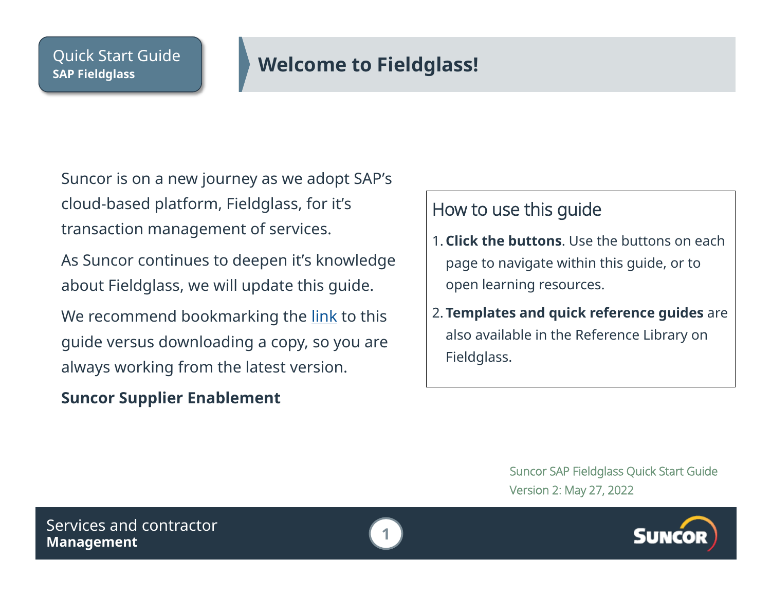Quick Start Guide
**SAP Fieldglass**

# Welcome to Fieldglass!

Suncor is on a new journey as we adopt SAP's cloud-based platform, Fieldglass, for it's transaction management of services.

As Suncor continues to deepen it's knowledge about Fieldglass, we will update this guide.

We recommend bookmarking the link to this guide versus downloading a copy, so you are always working from the latest version.

**Suncor Supplier Enablement**

## How to use this guide

1. **Click the buttons**. Use the buttons on each page to navigate within this guide, or to open learning resources.
2. **Templates and quick reference guides** are also available in the Reference Library on Fieldglass.

Suncor SAP Fieldglass Quick Start Guide
Version 2: May 27, 2022

Services and contractor **Management**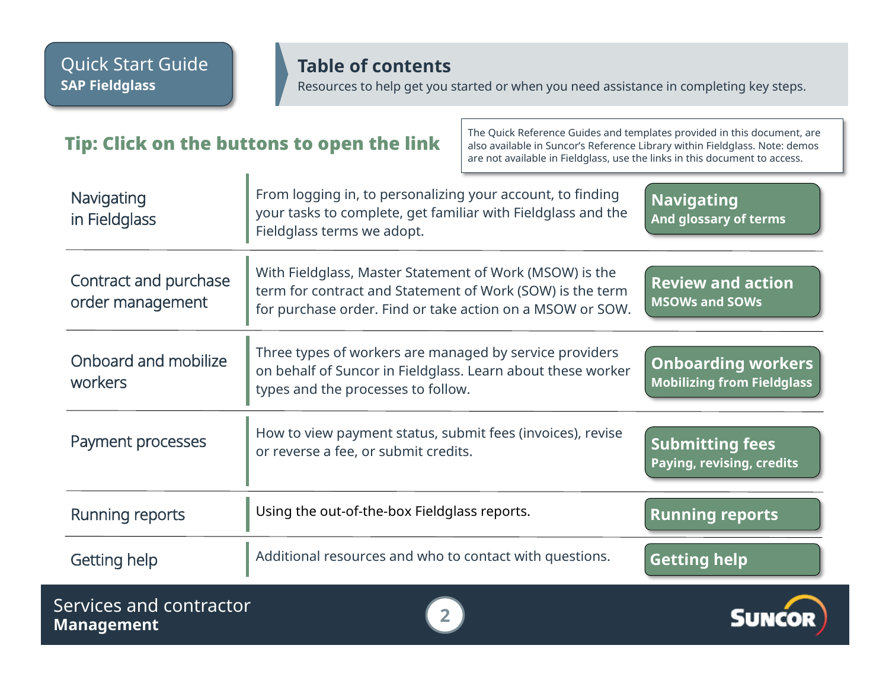Quick Start Guide
**SAP Fieldglass**

# Table of contents

Resources to help get you started or when you need assistance in completing key steps.

## Tip: Click on the buttons to open the link

The Quick Reference Guides and templates provided in this document, are also available in Suncor's Reference Library within Fieldglass. Note: demos are not available in Fieldglass, use the links in this document to access.

| Topic | Description | Link |
|---|---|---|
| Navigating in Fieldglass | From logging in, to personalizing your account, to finding your tasks to complete, get familiar with Fieldglass and the Fieldglass terms we adopt. | **Navigating** And glossary of terms |
| Contract and purchase order management | With Fieldglass, Master Statement of Work (MSOW) is the term for contract and Statement of Work (SOW) is the term for purchase order. Find or take action on a MSOW or SOW. | **Review and action** MSOWs and SOWs |
| Onboard and mobilize workers | Three types of workers are managed by service providers on behalf of Suncor in Fieldglass. Learn about these worker types and the processes to follow. | **Onboarding workers** Mobilizing from Fieldglass |
| Payment processes | How to view payment status, submit fees (invoices), revise or reverse a fee, or submit credits. | **Submitting fees** Paying, revising, credits |
| Running reports | Using the out-of-the-box Fieldglass reports. | **Running reports** |
| Getting help | Additional resources and who to contact with questions. | **Getting help** |

Services and contractor
**Management**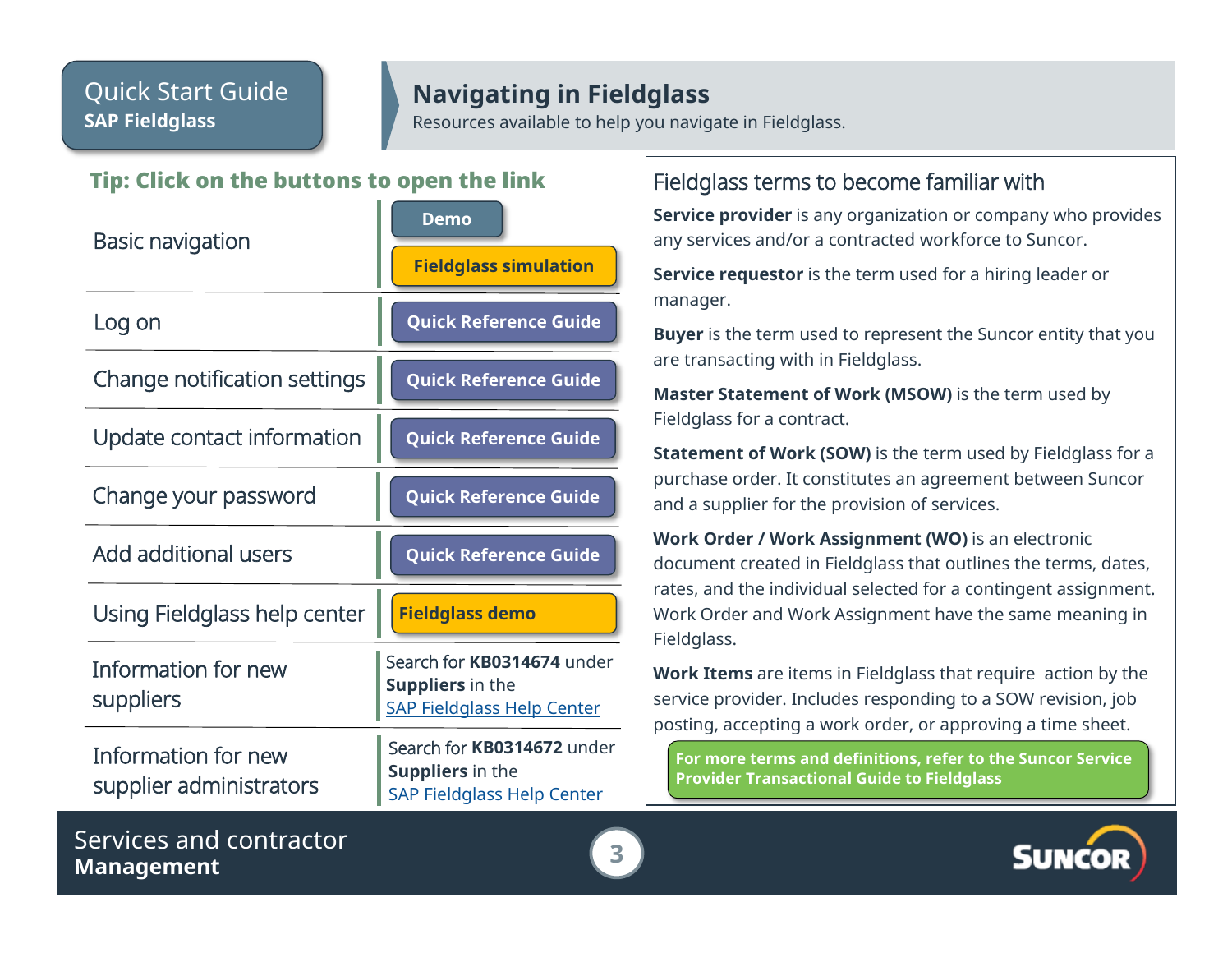Quick Start Guide
**SAP Fieldglass**

# Navigating in Fieldglass

Resources available to help you navigate in Fieldglass.

**Tip: Click on the buttons to open the link**

| Topic | Resource |
| --- | --- |
| Basic navigation | Demo<br>Fieldglass simulation |
| Log on | Quick Reference Guide |
| Change notification settings | Quick Reference Guide |
| Update contact information | Quick Reference Guide |
| Change your password | Quick Reference Guide |
| Add additional users | Quick Reference Guide |
| Using Fieldglass help center | Fieldglass demo |
| Information for new suppliers | Search for **KB0314674** under **Suppliers** in the SAP Fieldglass Help Center |
| Information for new supplier administrators | Search for **KB0314672** under **Suppliers** in the SAP Fieldglass Help Center |

## Fieldglass terms to become familiar with

**Service provider** is any organization or company who provides any services and/or a contracted workforce to Suncor.

**Service requestor** is the term used for a hiring leader or manager.

**Buyer** is the term used to represent the Suncor entity that you are transacting with in Fieldglass.

**Master Statement of Work (MSOW)** is the term used by Fieldglass for a contract.

**Statement of Work (SOW)** is the term used by Fieldglass for a purchase order. It constitutes an agreement between Suncor and a supplier for the provision of services.

**Work Order / Work Assignment (WO)** is an electronic document created in Fieldglass that outlines the terms, dates, rates, and the individual selected for a contingent assignment. Work Order and Work Assignment have the same meaning in Fieldglass.

**Work Items** are items in Fieldglass that require action by the service provider. Includes responding to a SOW revision, job posting, accepting a work order, or approving a time sheet.

**For more terms and definitions, refer to the Suncor Service Provider Transactional Guide to Fieldglass**

Services and contractor
**Management**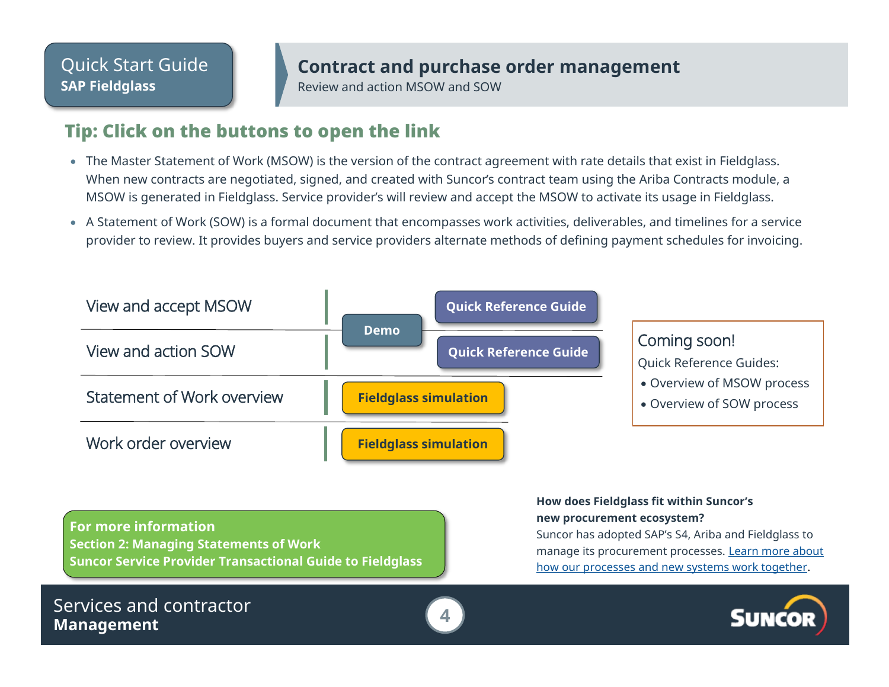Quick Start Guide
**SAP Fieldglass**

# Contract and purchase order management

Review and action MSOW and SOW

## Tip: Click on the buttons to open the link

- The Master Statement of Work (MSOW) is the version of the contract agreement with rate details that exist in Fieldglass. When new contracts are negotiated, signed, and created with Suncor's contract team using the Ariba Contracts module, a MSOW is generated in Fieldglass. Service provider's will review and accept the MSOW to activate its usage in Fieldglass.
- A Statement of Work (SOW) is a formal document that encompasses work activities, deliverables, and timelines for a service provider to review. It provides buyers and service providers alternate methods of defining payment schedules for invoicing.

| Topic | Resources |
| --- | --- |
| View and accept MSOW | Demo, Quick Reference Guide |
| View and action SOW | Demo, Quick Reference Guide |
| Statement of Work overview | Fieldglass simulation |
| Work order overview | Fieldglass simulation |

**Coming soon!**

Quick Reference Guides:

- Overview of MSOW process
- Overview of SOW process

**For more information**
**Section 2: Managing Statements of Work**
**Suncor Service Provider Transactional Guide to Fieldglass**

**How does Fieldglass fit within Suncor's new procurement ecosystem?**

Suncor has adopted SAP's S4, Ariba and Fieldglass to manage its procurement processes. Learn more about how our processes and new systems work together.

Services and contractor
**Management**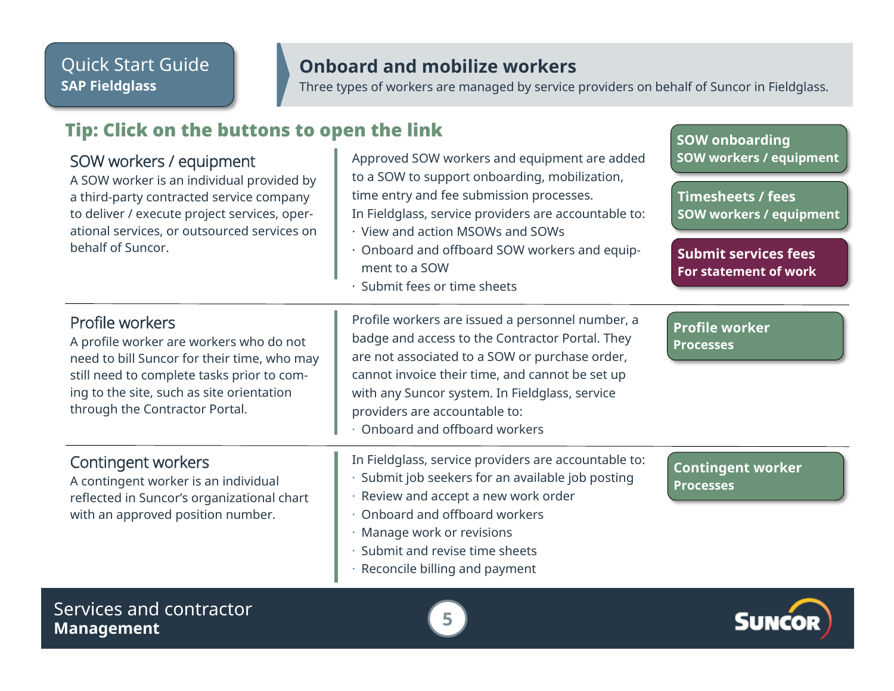Quick Start Guide
**SAP Fieldglass**

# Onboard and mobilize workers

Three types of workers are managed by service providers on behalf of Suncor in Fieldglass.

**Tip: Click on the buttons to open the link**

## SOW workers / equipment

A SOW worker is an individual provided by a third-party contracted service company to deliver / execute project services, operational services, or outsourced services on behalf of Suncor.

Approved SOW workers and equipment are added to a SOW to support onboarding, mobilization, time entry and fee submission processes.

In Fieldglass, service providers are accountable to:

- View and action MSOWs and SOWs
- Onboard and offboard SOW workers and equipment to a SOW
- Submit fees or time sheets

**SOW onboarding**
**SOW workers / equipment**

**Timesheets / fees**
**SOW workers / equipment**

**Submit services fees**
**For statement of work**

## Profile workers

A profile worker are workers who do not need to bill Suncor for their time, who may still need to complete tasks prior to coming to the site, such as site orientation through the Contractor Portal.

Profile workers are issued a personnel number, a badge and access to the Contractor Portal. They are not associated to a SOW or purchase order, cannot invoice their time, and cannot be set up with any Suncor system. In Fieldglass, service providers are accountable to:

- Onboard and offboard workers

**Profile worker**
**Processes**

## Contingent workers

A contingent worker is an individual reflected in Suncor's organizational chart with an approved position number.

In Fieldglass, service providers are accountable to:

- Submit job seekers for an available job posting
- Review and accept a new work order
- Onboard and offboard workers
- Manage work or revisions
- Submit and revise time sheets
- Reconcile billing and payment

**Contingent worker**
**Processes**

Services and contractor
**Management**

SUNCOR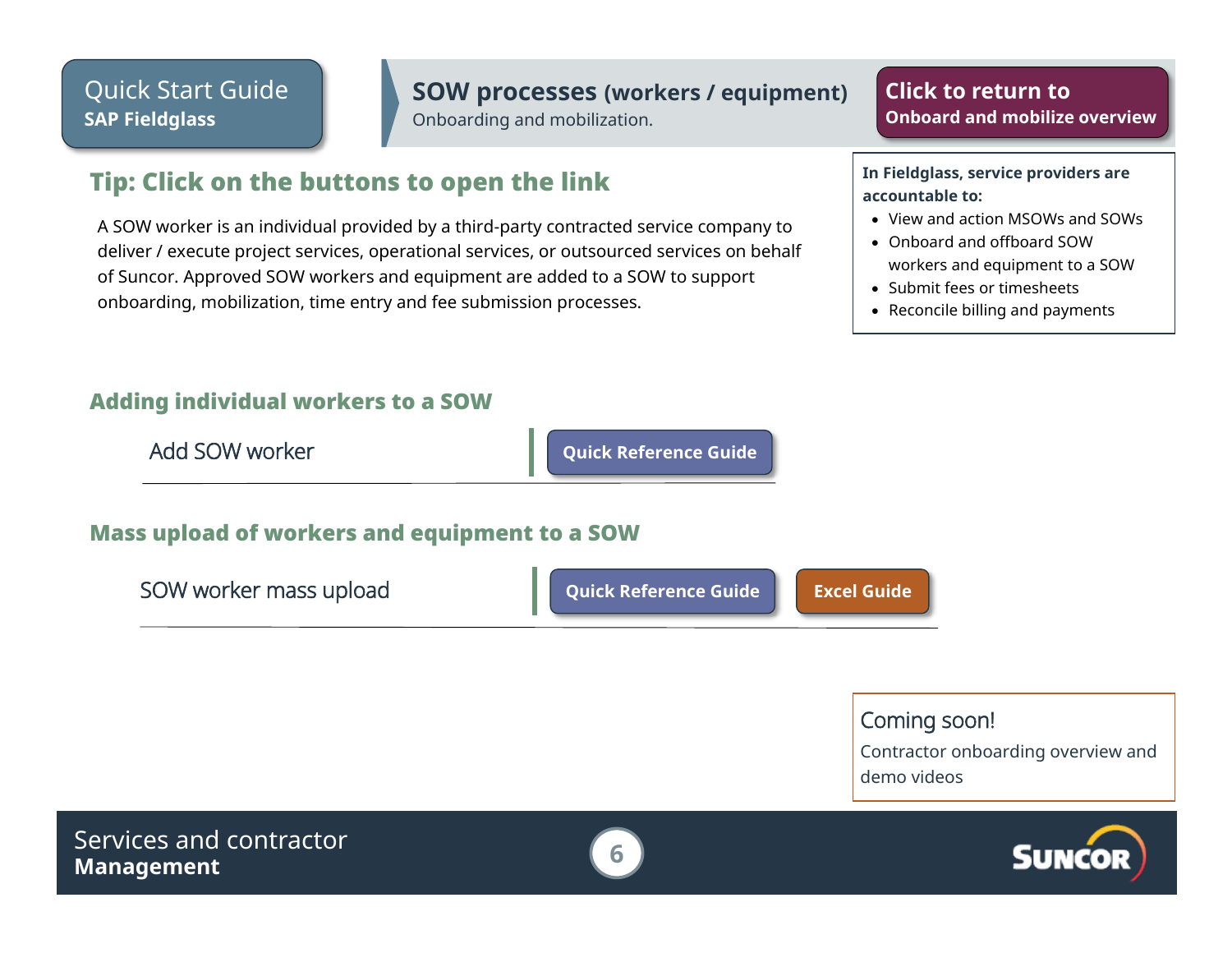Quick Start Guide
**SAP Fieldglass**

## SOW processes (workers / equipment)

Onboarding and mobilization.

**Click to return to Onboard and mobilize overview**

## Tip: Click on the buttons to open the link

A SOW worker is an individual provided by a third-party contracted service company to deliver / execute project services, operational services, or outsourced services on behalf of Suncor. Approved SOW workers and equipment are added to a SOW to support onboarding, mobilization, time entry and fee submission processes.

**In Fieldglass, service providers are accountable to:**

- View and action MSOWs and SOWs
- Onboard and offboard SOW workers and equipment to a SOW
- Submit fees or timesheets
- Reconcile billing and payments

### Adding individual workers to a SOW

Add SOW worker | **Quick Reference Guide**

### Mass upload of workers and equipment to a SOW

SOW worker mass upload | **Quick Reference Guide** | **Excel Guide**

Coming soon!

Contractor onboarding overview and demo videos

Services and contractor **Management**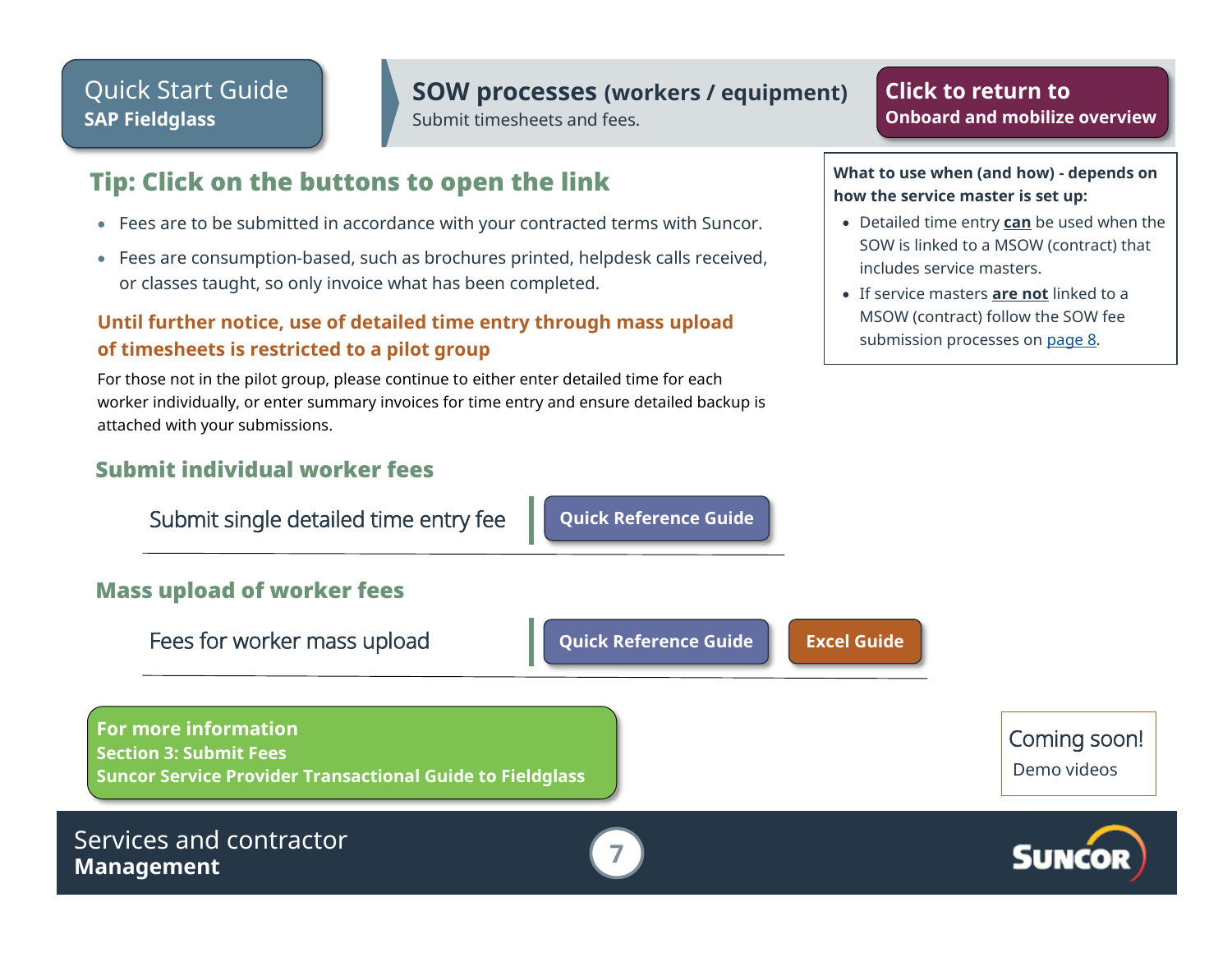Quick Start Guide
**SAP Fieldglass**

# SOW processes (workers / equipment)

Submit timesheets and fees.

**Click to return to Onboard and mobilize overview**

## Tip: Click on the buttons to open the link

- Fees are to be submitted in accordance with your contracted terms with Suncor.
- Fees are consumption-based, such as brochures printed, helpdesk calls received, or classes taught, so only invoice what has been completed.

**Until further notice, use of detailed time entry through mass upload of timesheets is restricted to a pilot group**

For those not in the pilot group, please continue to either enter detailed time for each worker individually, or enter summary invoices for time entry and ensure detailed backup is attached with your submissions.

**What to use when (and how) - depends on how the service master is set up:**

- Detailed time entry **can** be used when the SOW is linked to a MSOW (contract) that includes service masters.
- If service masters **are not** linked to a MSOW (contract) follow the SOW fee submission processes on page 8.

### Submit individual worker fees

Submit single detailed time entry fee | **Quick Reference Guide**

### Mass upload of worker fees

Fees for worker mass upload | **Quick Reference Guide** | **Excel Guide**

**For more information**
**Section 3: Submit Fees**
**Suncor Service Provider Transactional Guide to Fieldglass**

Coming soon!
Demo videos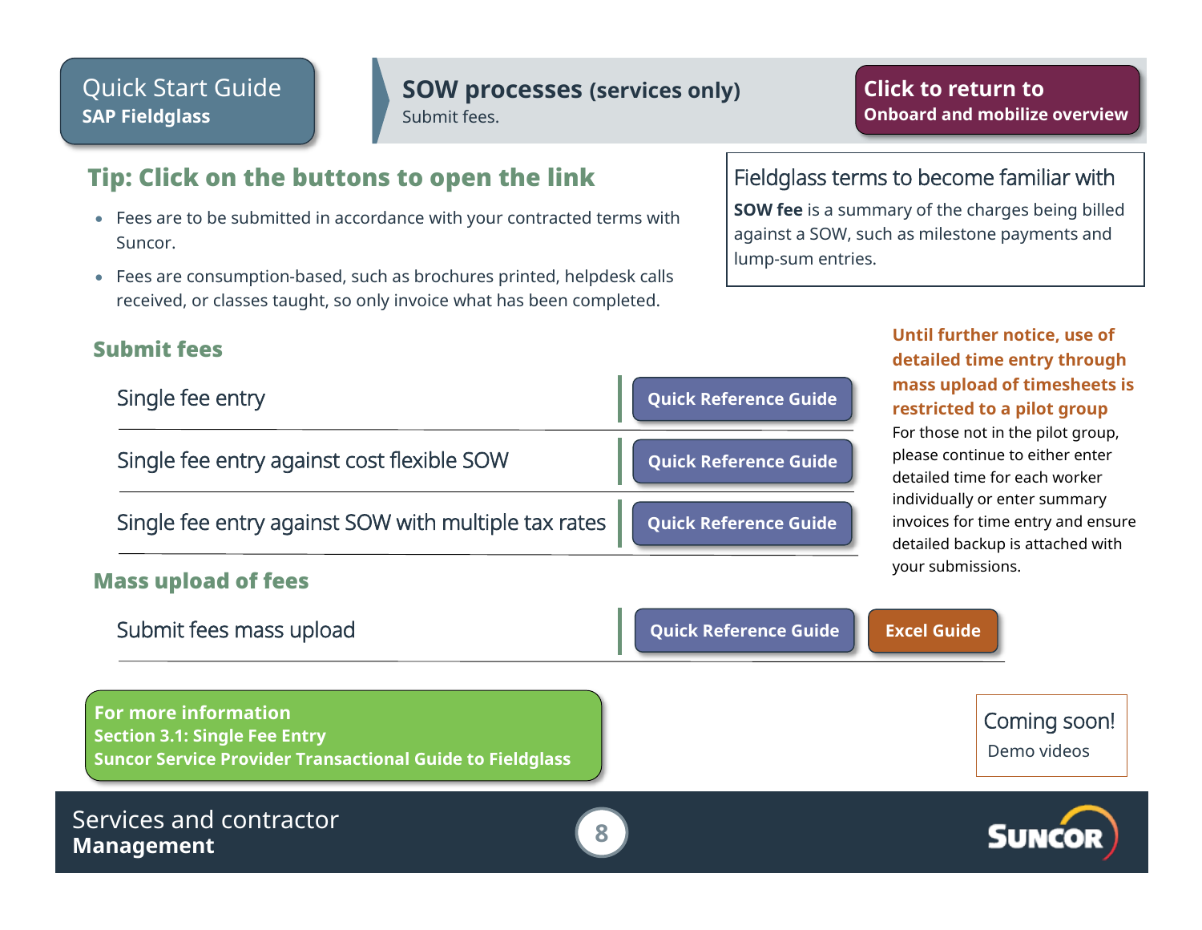Quick Start Guide
**SAP Fieldglass**

# SOW processes (services only)

Submit fees.

**Click to return to Onboard and mobilize overview**

## Tip: Click on the buttons to open the link

- Fees are to be submitted in accordance with your contracted terms with Suncor.
- Fees are consumption-based, such as brochures printed, helpdesk calls received, or classes taught, so only invoice what has been completed.

### Fieldglass terms to become familiar with

**SOW fee** is a summary of the charges being billed against a SOW, such as milestone payments and lump-sum entries.

## Submit fees

| | |
|---|---|
| Single fee entry | Quick Reference Guide |
| Single fee entry against cost flexible SOW | Quick Reference Guide |
| Single fee entry against SOW with multiple tax rates | Quick Reference Guide |

## Mass upload of fees

| | | |
|---|---|---|
| Submit fees mass upload | Quick Reference Guide | Excel Guide |

**Until further notice, use of detailed time entry through mass upload of timesheets is restricted to a pilot group**

For those not in the pilot group, please continue to either enter detailed time for each worker individually or enter summary invoices for time entry and ensure detailed backup is attached with your submissions.

**For more information**
**Section 3.1: Single Fee Entry**
**Suncor Service Provider Transactional Guide to Fieldglass**

Coming soon!
Demo videos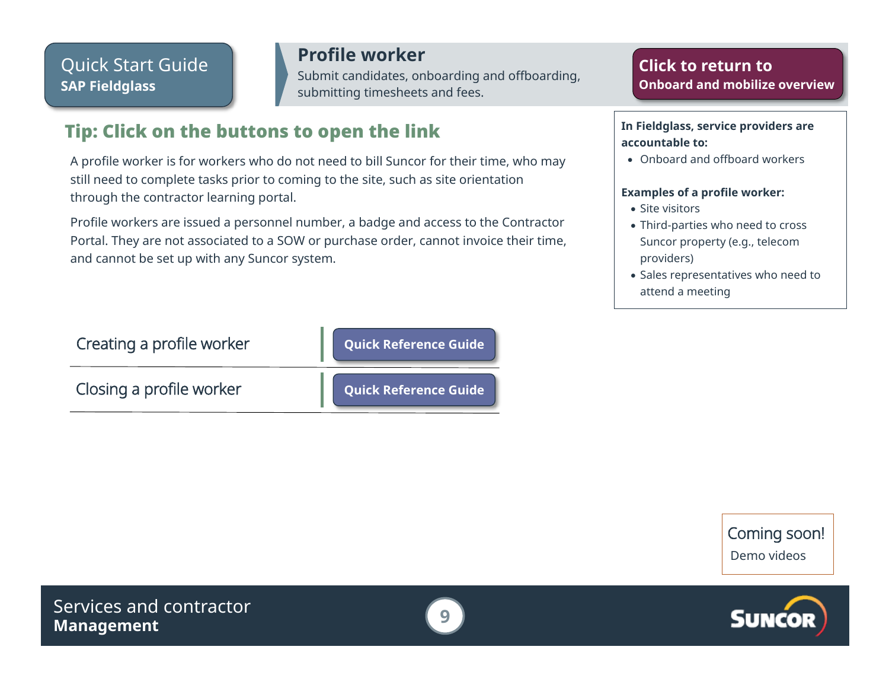## Profile worker

Submit candidates, onboarding and offboarding, submitting timesheets and fees.

**Click to return to Onboard and mobilize overview**

### Tip: Click on the buttons to open the link

A profile worker is for workers who do not need to bill Suncor for their time, who may still need to complete tasks prior to coming to the site, such as site orientation through the contractor learning portal.

Profile workers are issued a personnel number, a badge and access to the Contractor Portal. They are not associated to a SOW or purchase order, cannot invoice their time, and cannot be set up with any Suncor system.

**In Fieldglass, service providers are accountable to:**

- Onboard and offboard workers

**Examples of a profile worker:**

- Site visitors
- Third-parties who need to cross Suncor property (e.g., telecom providers)
- Sales representatives who need to attend a meeting

| | |
|---|---|
| Creating a profile worker | Quick Reference Guide |
| Closing a profile worker | Quick Reference Guide |

Coming soon!
Demo videos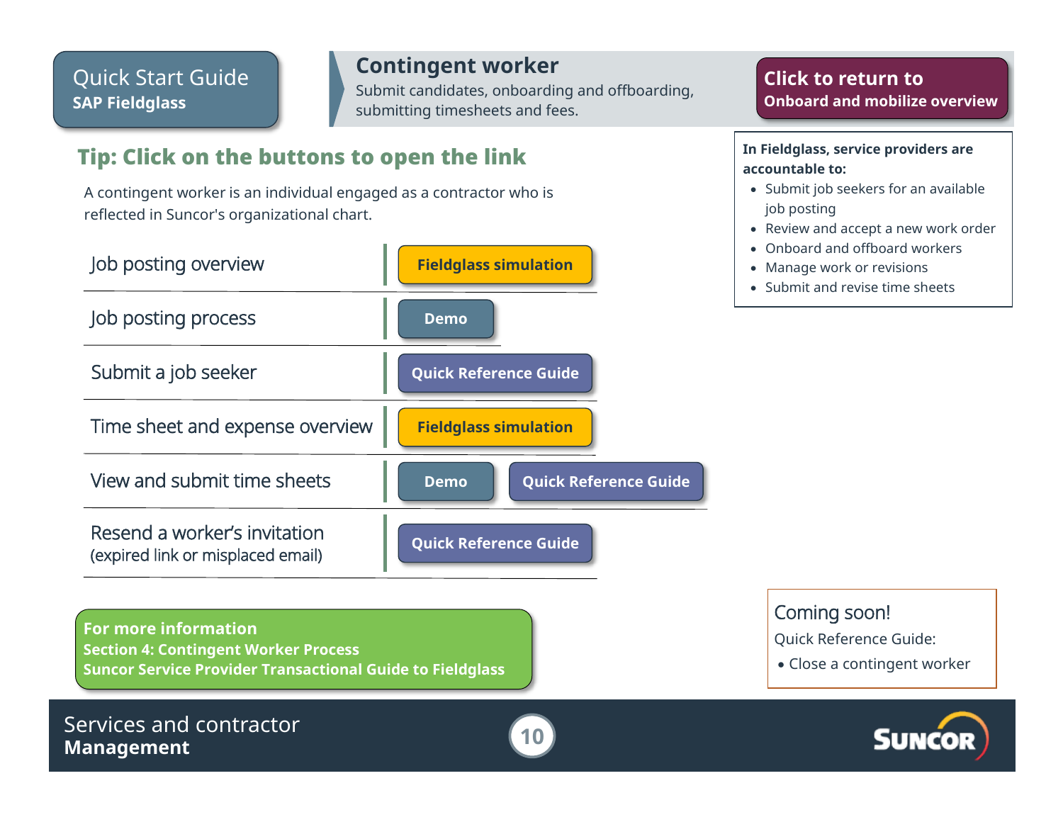Quick Start Guide
**SAP Fieldglass**

## Contingent worker

Submit candidates, onboarding and offboarding, submitting timesheets and fees.

**Click to return to Onboard and mobilize overview**

## Tip: Click on the buttons to open the link

A contingent worker is an individual engaged as a contractor who is reflected in Suncor's organizational chart.

| Topic | Links |
|---|---|
| Job posting overview | Fieldglass simulation |
| Job posting process | Demo |
| Submit a job seeker | Quick Reference Guide |
| Time sheet and expense overview | Fieldglass simulation |
| View and submit time sheets | Demo, Quick Reference Guide |
| Resend a worker's invitation (expired link or misplaced email) | Quick Reference Guide |

**In Fieldglass, service providers are accountable to:**

- Submit job seekers for an available job posting
- Review and accept a new work order
- Onboard and offboard workers
- Manage work or revisions
- Submit and revise time sheets

**For more information**
**Section 4: Contingent Worker Process**
**Suncor Service Provider Transactional Guide to Fieldglass**

Coming soon!

Quick Reference Guide:

- Close a contingent worker

Services and contractor **Management**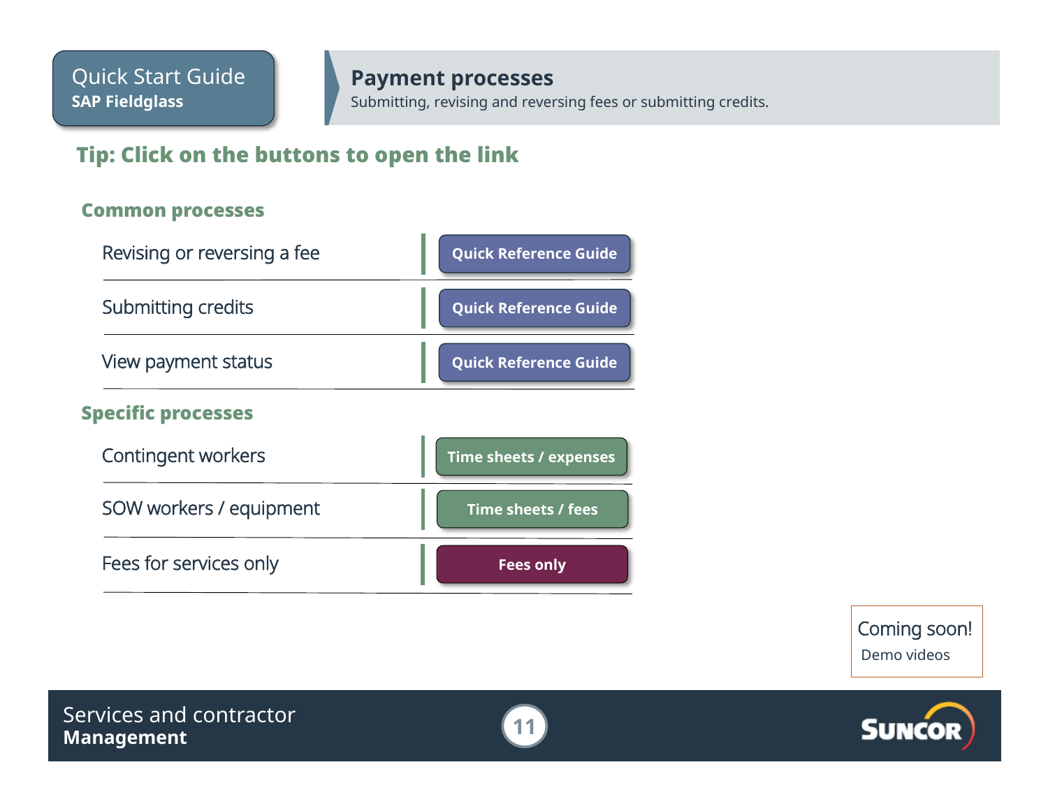Quick Start Guide
**SAP Fieldglass**

# Payment processes

Submitting, revising and reversing fees or submitting credits.

**Tip: Click on the buttons to open the link**

## Common processes

| Process | Link |
|---|---|
| Revising or reversing a fee | Quick Reference Guide |
| Submitting credits | Quick Reference Guide |
| View payment status | Quick Reference Guide |

## Specific processes

| Process | Link |
|---|---|
| Contingent workers | Time sheets / expenses |
| SOW workers / equipment | Time sheets / fees |
| Fees for services only | Fees only |

Coming soon!
Demo videos

Services and contractor
**Management**

SUNCOR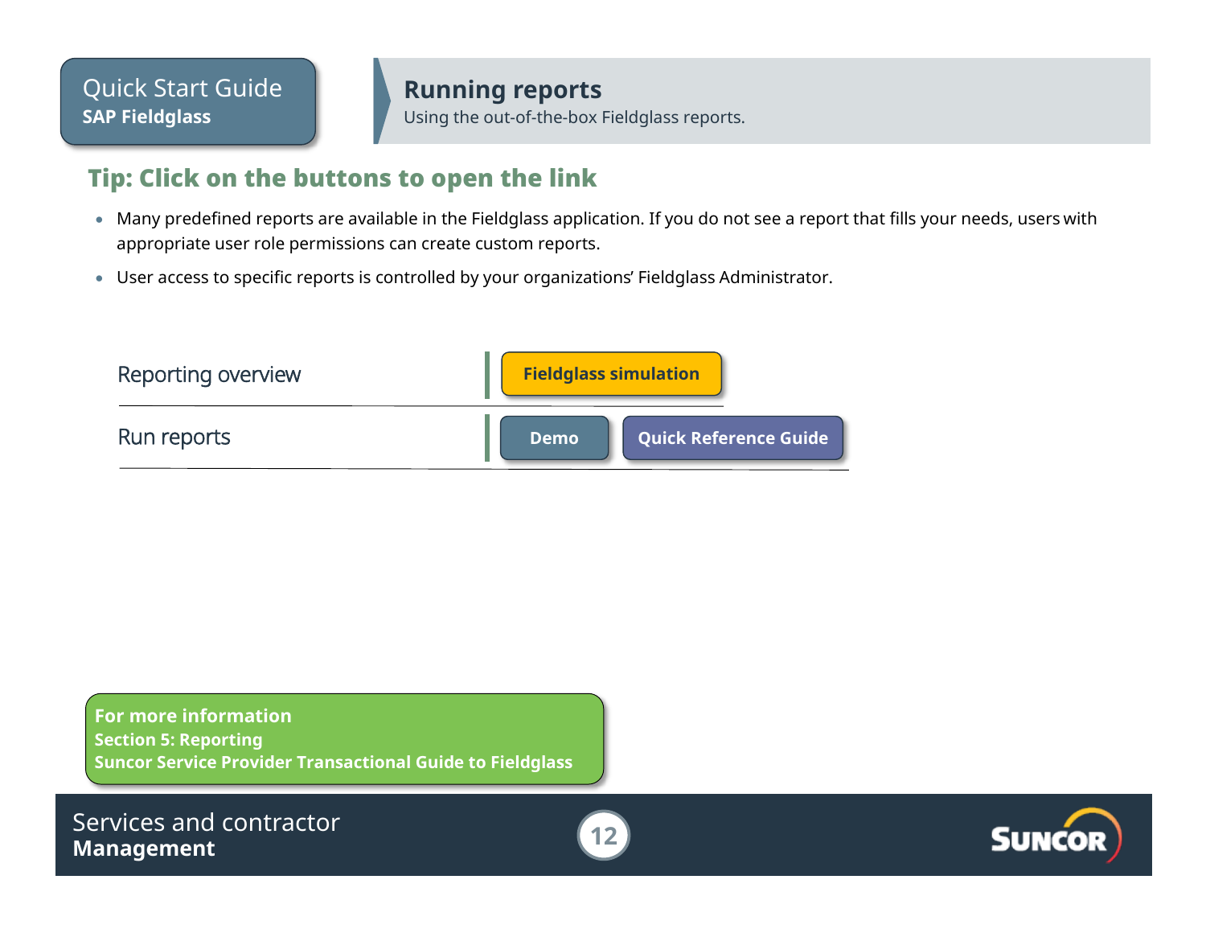Quick Start Guide
**SAP Fieldglass**

# Running reports

Using the out-of-the-box Fieldglass reports.

## Tip: Click on the buttons to open the link

- Many predefined reports are available in the Fieldglass application. If you do not see a report that fills your needs, users with appropriate user role permissions can create custom reports.
- User access to specific reports is controlled by your organizations' Fieldglass Administrator.

| | | |
|---|---|---|
| Reporting overview | Fieldglass simulation | |
| Run reports | Demo | Quick Reference Guide |

**For more information**
**Section 5: Reporting**
**Suncor Service Provider Transactional Guide to Fieldglass**

Services and contractor
**Management**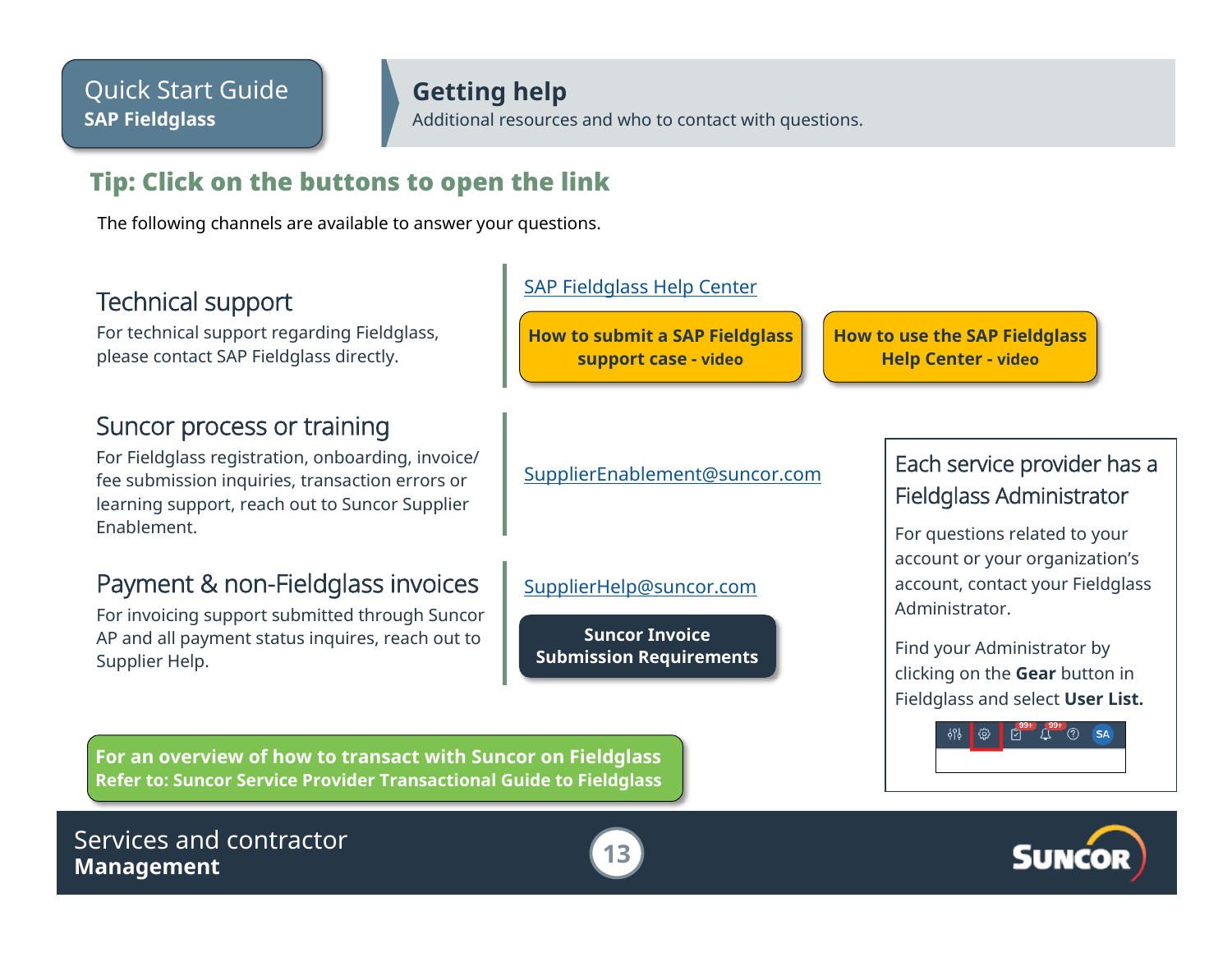Quick Start Guide
**SAP Fieldglass**

# Getting help

Additional resources and who to contact with questions.

## Tip: Click on the buttons to open the link

The following channels are available to answer your questions.

### Technical support

For technical support regarding Fieldglass, please contact SAP Fieldglass directly.

SAP Fieldglass Help Center

**How to submit a SAP Fieldglass support case - video**

**How to use the SAP Fieldglass Help Center - video**

### Suncor process or training

For Fieldglass registration, onboarding, invoice/ fee submission inquiries, transaction errors or learning support, reach out to Suncor Supplier Enablement.

SupplierEnablement@suncor.com

### Payment & non-Fieldglass invoices

For invoicing support submitted through Suncor AP and all payment status inquires, reach out to Supplier Help.

SupplierHelp@suncor.com

**Suncor Invoice Submission Requirements**

### Each service provider has a Fieldglass Administrator

For questions related to your account or your organization's account, contact your Fieldglass Administrator.

Find your Administrator by clicking on the **Gear** button in Fieldglass and select **User List.**

**For an overview of how to transact with Suncor on Fieldglass**
**Refer to: Suncor Service Provider Transactional Guide to Fieldglass**

Services and contractor
**Management**